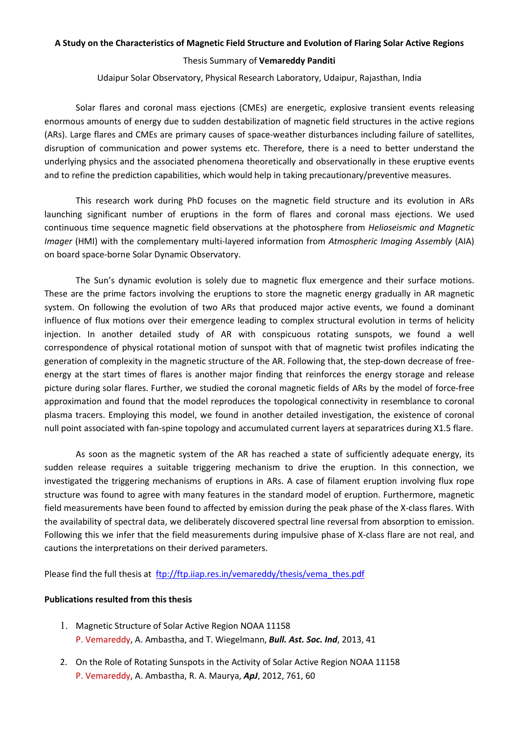# A Study on the Characteristics of Magnetic Field Structure and Evolution of Flaring Solar Active Regions

Thesis Summary of **Vemareddy Panditi**

Udaipur Solar Observatory, Physical Research Laboratory, Udaipur, Rajasthan, India

Solar flares and coronal mass ejections (CMEs) are energetic, explosive transient events releasing enormous amounts of energy due to sudden destabilization of magnetic field structures in the active regions (ARs). Large flares and CMEs are primary causes of space-weather disturbances including failure of satellites, disruption of communication and power systems etc. Therefore, there is a need to better understand the underlying physics and the associated phenomena theoretically and observationally in these eruptive events and to refine the prediction capabilities, which would help in taking precautionary/preventive measures.

This research work during PhD focuses on the magnetic field structure and its evolution in ARs launching significant number of eruptions in the form of flares and coronal mass ejections. We used continuous time sequence magnetic field observations at the photosphere from *Helioseismic and Magnetic Imager* (HMI) with the complementary multi-layered information from *Atmospheric Imaging Assembly* (AIA) on board space-borne Solar Dynamic Observatory.

The Sun's dynamic evolution is solely due to magnetic flux emergence and their surface motions. These are the prime factors involving the eruptions to store the magnetic energy gradually in AR magnetic system. On following the evolution of two ARs that produced major active events, we found a dominant influence of flux motions over their emergence leading to complex structural evolution in terms of helicity injection. In another detailed study of AR with conspicuous rotating sunspots, we found a well correspondence of physical rotational motion of sunspot with that of magnetic twist profiles indicating the generation of complexity in the magnetic structure of the AR. Following that, the step-down decrease of free-energy at the start times of flares is another major finding that reinforces the energy storage and release picture during solar flares. Further, we studied the coronal magnetic fields of ARs by the model of force-free approximation and found that the model reproduces the topological connectivity in resemblance to coronal plasma tracers. Employing this model, we found in another detailed investigation, the existence of coronal null point associated with fan-spine topology and accumulated current layers at separatrices during X1.5 flare.

As soon as the magnetic system of the AR has reached a state of sufficiently adequate energy, its sudden release requires a suitable triggering mechanism to drive the eruption. In this connection, we investigated the triggering mechanisms of eruptions in ARs. A case of filament eruption involving flux rope structure was found to agree with many features in the standard model of eruption. Furthermore, magnetic field measurements have been found to affected by emission during the peak phase of the X-class flares. With the availability of spectral data, we deliberately discovered spectral line reversal from absorption to emission. Following this we infer that the field measurements during impulsive phase of X-class flare are not real, and cautions the interpretations on their derived parameters.

Please find the full thesis at ftp://ftp.iiap.res.in/vemareddy/thesis/vema_thes.pdf

**Publications resulted from this thesis**

1. Magnetic Structure of Solar Active Region NOAA 11158
   P. Vemareddy, A. Ambastha, and T. Wiegelmann, ***Bull. Ast. Soc. Ind***, 2013, 41
2. On the Role of Rotating Sunspots in the Activity of Solar Active Region NOAA 11158
   P. Vemareddy, A. Ambastha, R. A. Maurya, ***ApJ***, 2012, 761, 60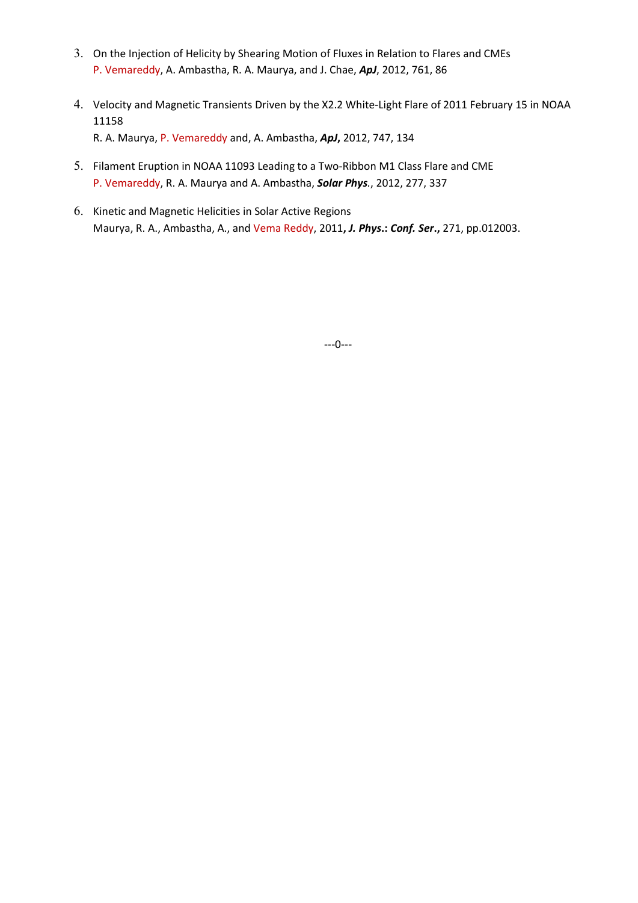3. On the Injection of Helicity by Shearing Motion of Fluxes in Relation to Flares and CMEs
   P. Vemareddy, A. Ambastha, R. A. Maurya, and J. Chae, ***ApJ***, 2012, 761, 86

4. Velocity and Magnetic Transients Driven by the X2.2 White-Light Flare of 2011 February 15 in NOAA 11158
   R. A. Maurya, P. Vemareddy and, A. Ambastha, ***ApJ*,** 2012, 747, 134

5. Filament Eruption in NOAA 11093 Leading to a Two-Ribbon M1 Class Flare and CME
   P. Vemareddy, R. A. Maurya and A. Ambastha, ***Solar Phys***., 2012, 277, 337

6. Kinetic and Magnetic Helicities in Solar Active Regions
   Maurya, R. A., Ambastha, A., and Vema Reddy, 2011**,** ***J. Phys*.: *Conf. Ser*.,** 271, pp.012003.

---0---